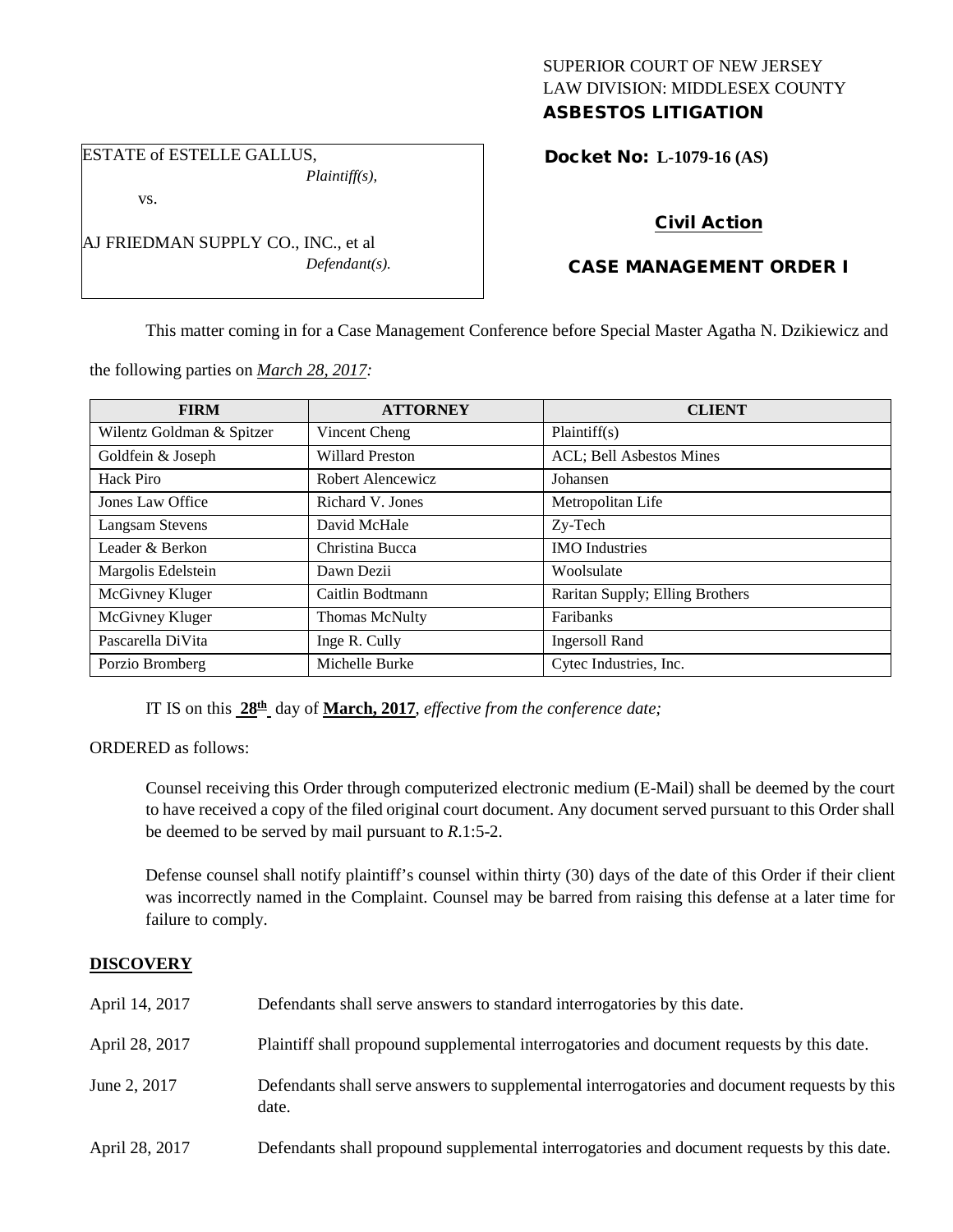SUPERIOR COURT OF NEW JERSEY
LAW DIVISION: MIDDLESEX COUNTY
**ASBESTOS LITIGATION**

ESTATE of ESTELLE GALLUS,
*Plaintiff(s),*

vs.

AJ FRIEDMAN SUPPLY CO., INC., et al
*Defendant(s).*

**Docket No: L-1079-16 (AS)**

**Civil Action**

**CASE MANAGEMENT ORDER I**

This matter coming in for a Case Management Conference before Special Master Agatha N. Dzikiewicz and the following parties on *March 28, 2017:*

| FIRM | ATTORNEY | CLIENT |
|---|---|---|
| Wilentz Goldman & Spitzer | Vincent Cheng | Plaintiff(s) |
| Goldfein & Joseph | Willard Preston | ACL; Bell Asbestos Mines |
| Hack Piro | Robert Alencewicz | Johansen |
| Jones Law Office | Richard V. Jones | Metropolitan Life |
| Langsam Stevens | David McHale | Zy-Tech |
| Leader & Berkon | Christina Bucca | IMO Industries |
| Margolis Edelstein | Dawn Dezii | Woolsulate |
| McGivney Kluger | Caitlin Bodtmann | Raritan Supply; Elling Brothers |
| McGivney Kluger | Thomas McNulty | Faribanks |
| Pascarella DiVita | Inge R. Cully | Ingersoll Rand |
| Porzio Bromberg | Michelle Burke | Cytec Industries, Inc. |

IT IS on this **28th** day of **March, 2017**, *effective from the conference date;*

ORDERED as follows:

Counsel receiving this Order through computerized electronic medium (E-Mail) shall be deemed by the court to have received a copy of the filed original court document. Any document served pursuant to this Order shall be deemed to be served by mail pursuant to *R*.1:5-2.

Defense counsel shall notify plaintiff's counsel within thirty (30) days of the date of this Order if their client was incorrectly named in the Complaint. Counsel may be barred from raising this defense at a later time for failure to comply.

**DISCOVERY**

| | |
|---|---|
| April 14, 2017 | Defendants shall serve answers to standard interrogatories by this date. |
| April 28, 2017 | Plaintiff shall propound supplemental interrogatories and document requests by this date. |
| June 2, 2017 | Defendants shall serve answers to supplemental interrogatories and document requests by this date. |
| April 28, 2017 | Defendants shall propound supplemental interrogatories and document requests by this date. |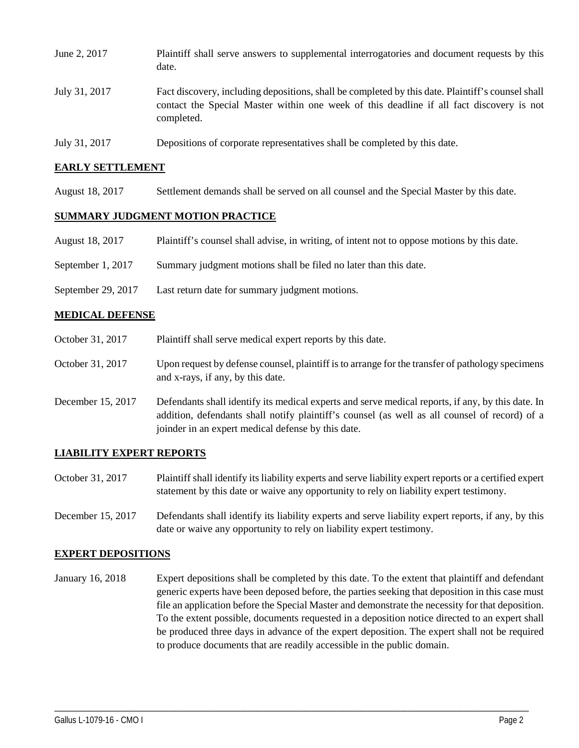| | |
|---|---|
| June 2, 2017 | Plaintiff shall serve answers to supplemental interrogatories and document requests by this date. |
| July 31, 2017 | Fact discovery, including depositions, shall be completed by this date. Plaintiff's counsel shall contact the Special Master within one week of this deadline if all fact discovery is not completed. |
| July 31, 2017 | Depositions of corporate representatives shall be completed by this date. |

**EARLY SETTLEMENT**

| | |
|---|---|
| August 18, 2017 | Settlement demands shall be served on all counsel and the Special Master by this date. |

**SUMMARY JUDGMENT MOTION PRACTICE**

| | |
|---|---|
| August 18, 2017 | Plaintiff's counsel shall advise, in writing, of intent not to oppose motions by this date. |
| September 1, 2017 | Summary judgment motions shall be filed no later than this date. |
| September 29, 2017 | Last return date for summary judgment motions. |

**MEDICAL DEFENSE**

| | |
|---|---|
| October 31, 2017 | Plaintiff shall serve medical expert reports by this date. |
| October 31, 2017 | Upon request by defense counsel, plaintiff is to arrange for the transfer of pathology specimens and x-rays, if any, by this date. |
| December 15, 2017 | Defendants shall identify its medical experts and serve medical reports, if any, by this date. In addition, defendants shall notify plaintiff's counsel (as well as all counsel of record) of a joinder in an expert medical defense by this date. |

**LIABILITY EXPERT REPORTS**

| | |
|---|---|
| October 31, 2017 | Plaintiff shall identify its liability experts and serve liability expert reports or a certified expert statement by this date or waive any opportunity to rely on liability expert testimony. |
| December 15, 2017 | Defendants shall identify its liability experts and serve liability expert reports, if any, by this date or waive any opportunity to rely on liability expert testimony. |

**EXPERT DEPOSITIONS**

| | |
|---|---|
| January 16, 2018 | Expert depositions shall be completed by this date. To the extent that plaintiff and defendant generic experts have been deposed before, the parties seeking that deposition in this case must file an application before the Special Master and demonstrate the necessity for that deposition. To the extent possible, documents requested in a deposition notice directed to an expert shall be produced three days in advance of the expert deposition. The expert shall not be required to produce documents that are readily accessible in the public domain. |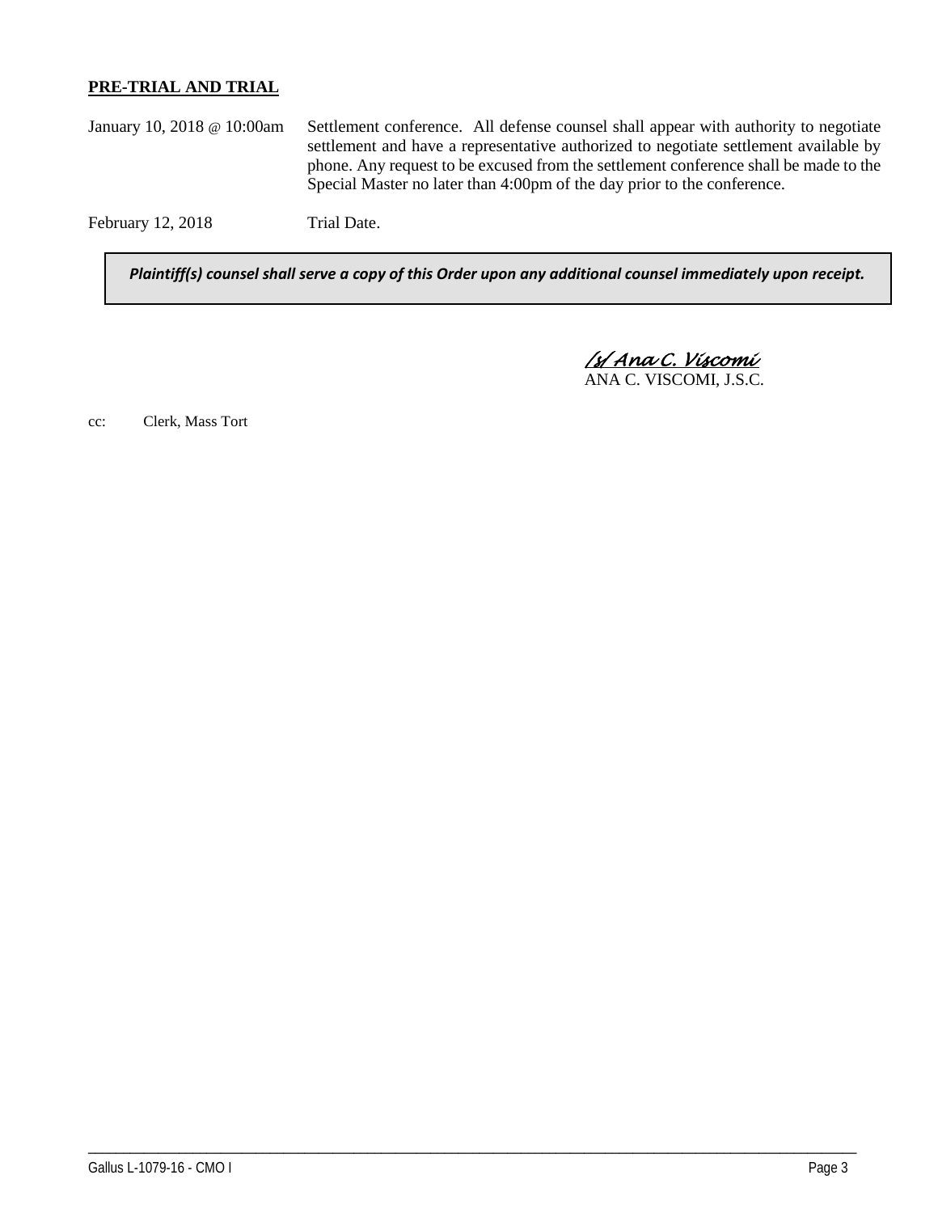**PRE-TRIAL AND TRIAL**

| | |
|---|---|
| January 10, 2018 @ 10:00am | Settlement conference. All defense counsel shall appear with authority to negotiate settlement and have a representative authorized to negotiate settlement available by phone. Any request to be excused from the settlement conference shall be made to the Special Master no later than 4:00pm of the day prior to the conference. |
| February 12, 2018 | Trial Date. |

***Plaintiff(s) counsel shall serve a copy of this Order upon any additional counsel immediately upon receipt.***

*/s/ Ana C. Viscomi*
ANA C. VISCOMI, J.S.C.

cc: Clerk, Mass Tort